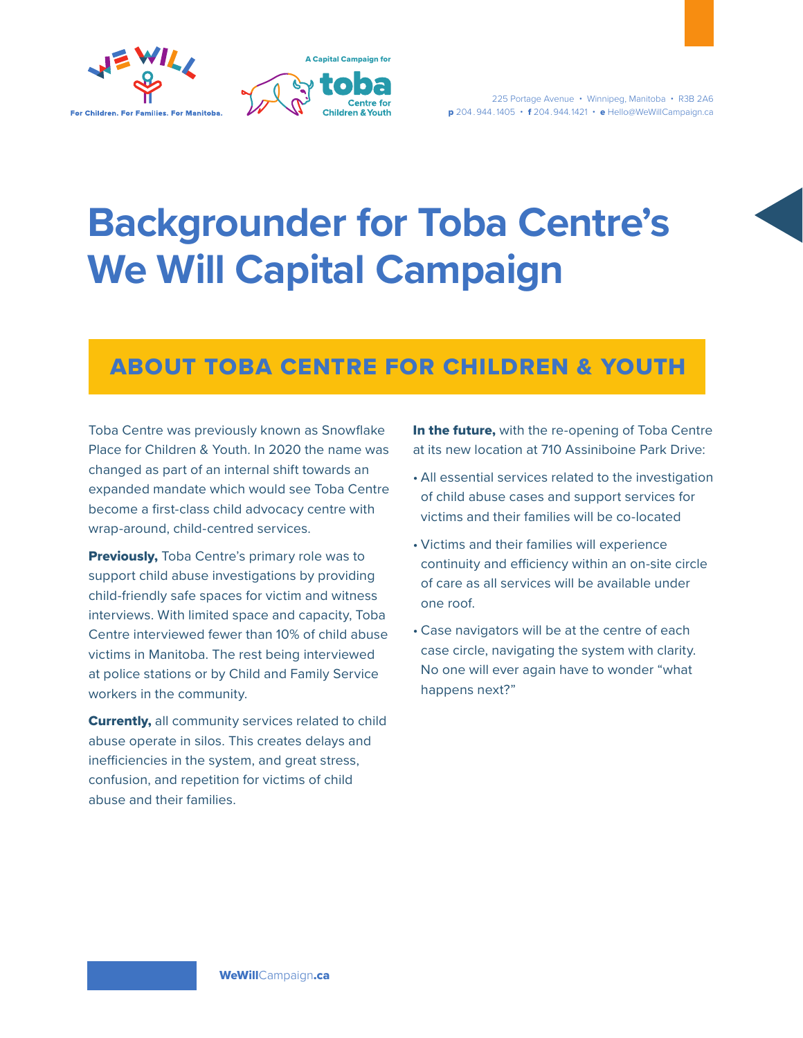WE WILL

For Children. For Families. For Manitoba.

A Capital Campaign for toba Centre for Children & Youth

225 Portage Avenue • Winnipeg, Manitoba • R3B 2A6
**p** 204.944.1405 • **f** 204.944.1421 • **e** Hello@WeWillCampaign.ca

# Backgrounder for Toba Centre's We Will Capital Campaign

## ABOUT TOBA CENTRE FOR CHILDREN & YOUTH

Toba Centre was previously known as Snowflake Place for Children & Youth. In 2020 the name was changed as part of an internal shift towards an expanded mandate which would see Toba Centre become a first-class child advocacy centre with wrap-around, child-centred services.

**Previously,** Toba Centre's primary role was to support child abuse investigations by providing child-friendly safe spaces for victim and witness interviews. With limited space and capacity, Toba Centre interviewed fewer than 10% of child abuse victims in Manitoba. The rest being interviewed at police stations or by Child and Family Service workers in the community.

**Currently,** all community services related to child abuse operate in silos. This creates delays and inefficiencies in the system, and great stress, confusion, and repetition for victims of child abuse and their families.

**In the future,** with the re-opening of Toba Centre at its new location at 710 Assiniboine Park Drive:

- All essential services related to the investigation of child abuse cases and support services for victims and their families will be co-located
- Victims and their families will experience continuity and efficiency within an on-site circle of care as all services will be available under one roof.
- Case navigators will be at the centre of each case circle, navigating the system with clarity. No one will ever again have to wonder "what happens next?"

**WeWill**Campaign**.ca**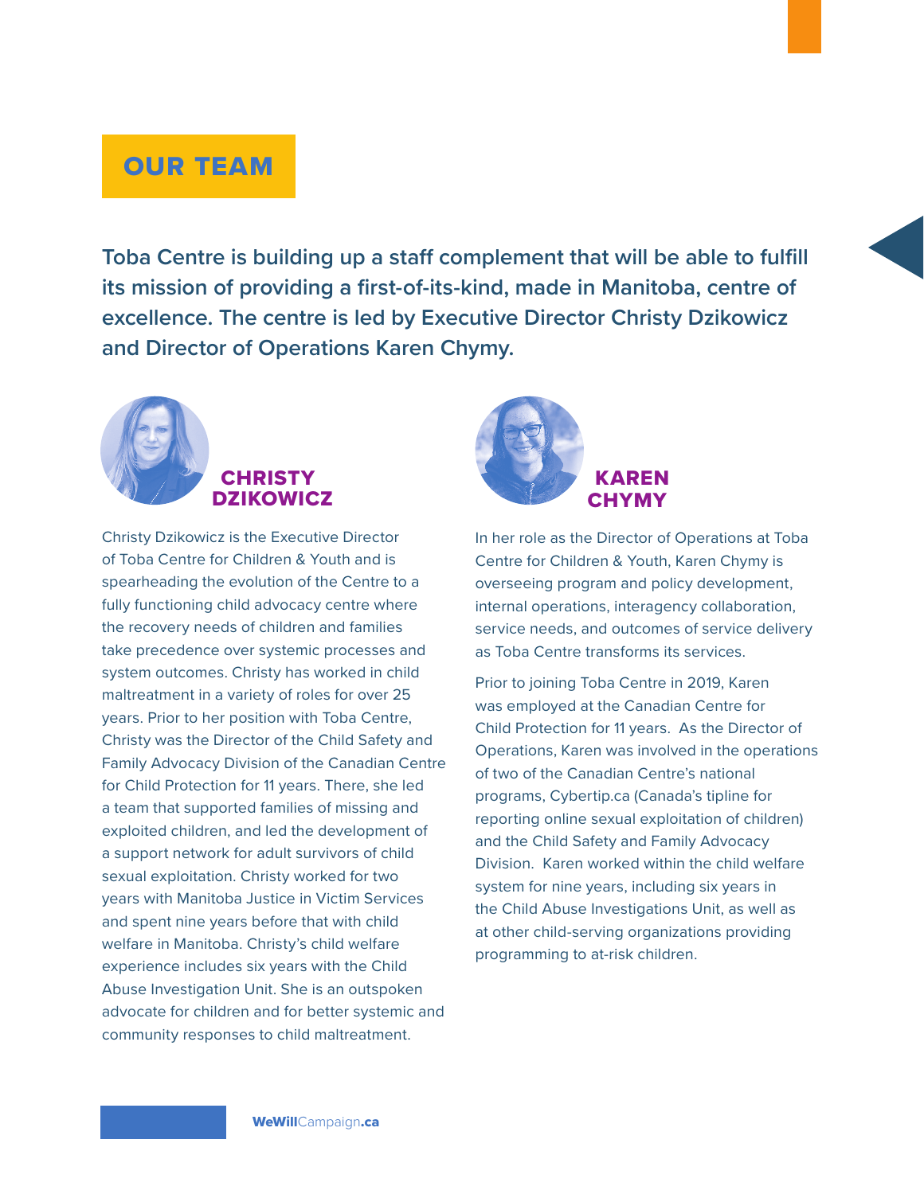# OUR TEAM

**Toba Centre is building up a staff complement that will be able to fulfill its mission of providing a first-of-its-kind, made in Manitoba, centre of excellence. The centre is led by Executive Director Christy Dzikowicz and Director of Operations Karen Chymy.**

## CHRISTY DZIKOWICZ

Christy Dzikowicz is the Executive Director of Toba Centre for Children & Youth and is spearheading the evolution of the Centre to a fully functioning child advocacy centre where the recovery needs of children and families take precedence over systemic processes and system outcomes. Christy has worked in child maltreatment in a variety of roles for over 25 years. Prior to her position with Toba Centre, Christy was the Director of the Child Safety and Family Advocacy Division of the Canadian Centre for Child Protection for 11 years. There, she led a team that supported families of missing and exploited children, and led the development of a support network for adult survivors of child sexual exploitation. Christy worked for two years with Manitoba Justice in Victim Services and spent nine years before that with child welfare in Manitoba. Christy's child welfare experience includes six years with the Child Abuse Investigation Unit. She is an outspoken advocate for children and for better systemic and community responses to child maltreatment.

## KAREN CHYMY

In her role as the Director of Operations at Toba Centre for Children & Youth, Karen Chymy is overseeing program and policy development, internal operations, interagency collaboration, service needs, and outcomes of service delivery as Toba Centre transforms its services.

Prior to joining Toba Centre in 2019, Karen was employed at the Canadian Centre for Child Protection for 11 years. As the Director of Operations, Karen was involved in the operations of two of the Canadian Centre's national programs, Cybertip.ca (Canada's tipline for reporting online sexual exploitation of children) and the Child Safety and Family Advocacy Division. Karen worked within the child welfare system for nine years, including six years in the Child Abuse Investigations Unit, as well as at other child-serving organizations providing programming to at-risk children.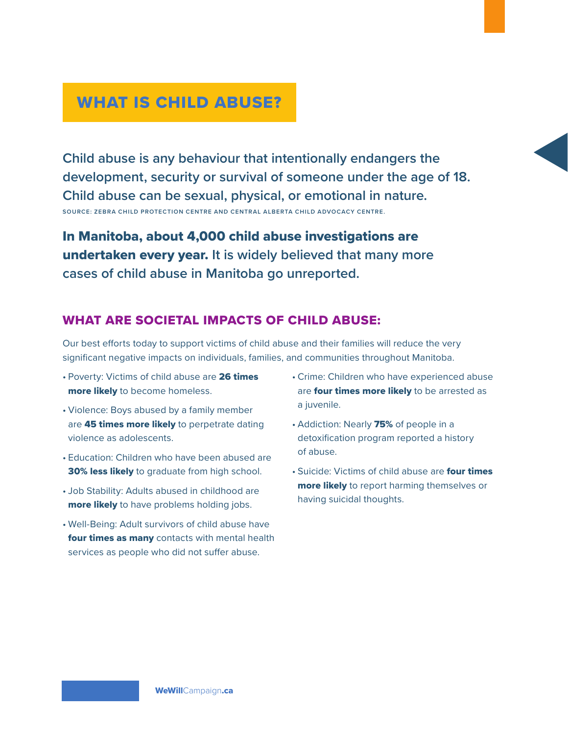# WHAT IS CHILD ABUSE?

Child abuse is any behaviour that intentionally endangers the development, security or survival of someone under the age of 18. Child abuse can be sexual, physical, or emotional in nature.

SOURCE: ZEBRA CHILD PROTECTION CENTRE AND CENTRAL ALBERTA CHILD ADVOCACY CENTRE.

**In Manitoba, about 4,000 child abuse investigations are undertaken every year.** It is widely believed that many more cases of child abuse in Manitoba go unreported.

## WHAT ARE SOCIETAL IMPACTS OF CHILD ABUSE:

Our best efforts today to support victims of child abuse and their families will reduce the very significant negative impacts on individuals, families, and communities throughout Manitoba.

- Poverty: Victims of child abuse are **26 times more likely** to become homeless.
- Violence: Boys abused by a family member are **45 times more likely** to perpetrate dating violence as adolescents.
- Education: Children who have been abused are **30% less likely** to graduate from high school.
- Job Stability: Adults abused in childhood are **more likely** to have problems holding jobs.
- Well-Being: Adult survivors of child abuse have **four times as many** contacts with mental health services as people who did not suffer abuse.
- Crime: Children who have experienced abuse are **four times more likely** to be arrested as a juvenile.
- Addiction: Nearly **75%** of people in a detoxification program reported a history of abuse.
- Suicide: Victims of child abuse are **four times more likely** to report harming themselves or having suicidal thoughts.

**WeWill**Campaign**.ca**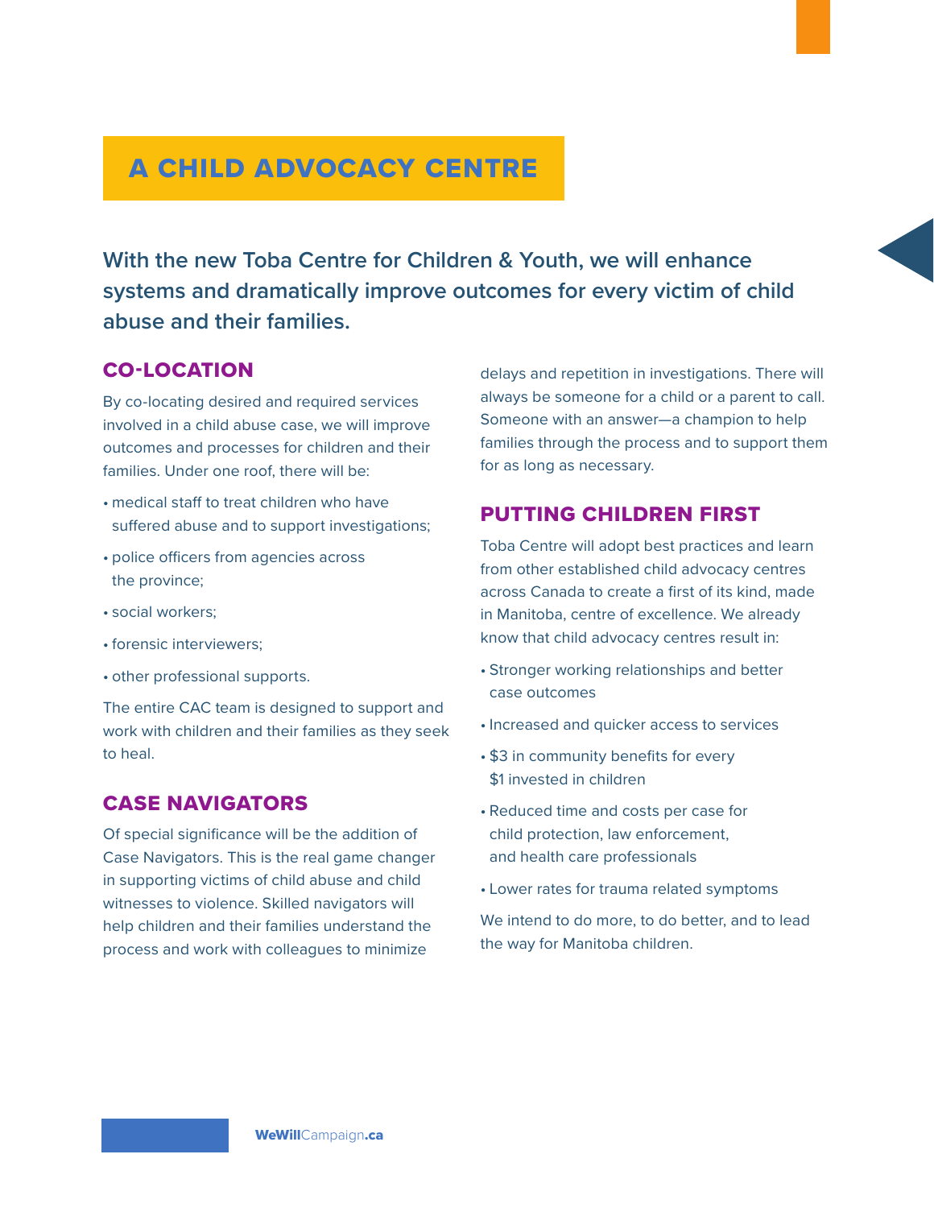# A CHILD ADVOCACY CENTRE

**With the new Toba Centre for Children & Youth, we will enhance systems and dramatically improve outcomes for every victim of child abuse and their families.**

## CO-LOCATION

By co-locating desired and required services involved in a child abuse case, we will improve outcomes and processes for children and their families. Under one roof, there will be:

- medical staff to treat children who have suffered abuse and to support investigations;
- police officers from agencies across the province;
- social workers;
- forensic interviewers;
- other professional supports.

The entire CAC team is designed to support and work with children and their families as they seek to heal.

## CASE NAVIGATORS

Of special significance will be the addition of Case Navigators. This is the real game changer in supporting victims of child abuse and child witnesses to violence. Skilled navigators will help children and their families understand the process and work with colleagues to minimize delays and repetition in investigations. There will always be someone for a child or a parent to call. Someone with an answer—a champion to help families through the process and to support them for as long as necessary.

## PUTTING CHILDREN FIRST

Toba Centre will adopt best practices and learn from other established child advocacy centres across Canada to create a first of its kind, made in Manitoba, centre of excellence. We already know that child advocacy centres result in:

- Stronger working relationships and better case outcomes
- Increased and quicker access to services
- $3 in community benefits for every $1 invested in children
- Reduced time and costs per case for child protection, law enforcement, and health care professionals
- Lower rates for trauma related symptoms

We intend to do more, to do better, and to lead the way for Manitoba children.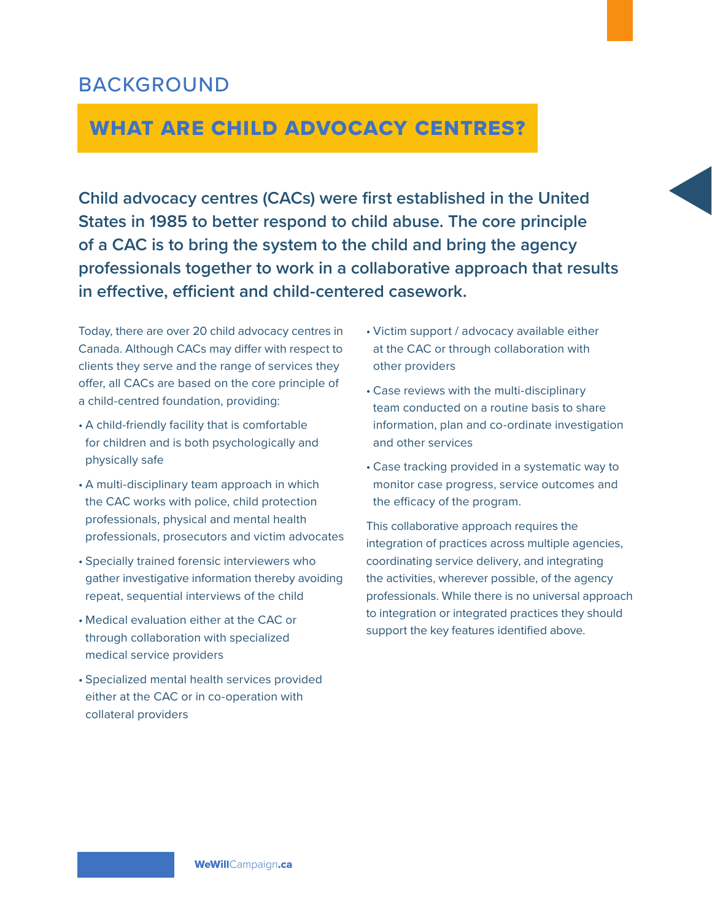## BACKGROUND

# WHAT ARE CHILD ADVOCACY CENTRES?

**Child advocacy centres (CACs) were first established in the United States in 1985 to better respond to child abuse. The core principle of a CAC is to bring the system to the child and bring the agency professionals together to work in a collaborative approach that results in effective, efficient and child-centered casework.**

Today, there are over 20 child advocacy centres in Canada. Although CACs may differ with respect to clients they serve and the range of services they offer, all CACs are based on the core principle of a child-centred foundation, providing:

- A child-friendly facility that is comfortable for children and is both psychologically and physically safe
- A multi-disciplinary team approach in which the CAC works with police, child protection professionals, physical and mental health professionals, prosecutors and victim advocates
- Specially trained forensic interviewers who gather investigative information thereby avoiding repeat, sequential interviews of the child
- Medical evaluation either at the CAC or through collaboration with specialized medical service providers
- Specialized mental health services provided either at the CAC or in co-operation with collateral providers
- Victim support / advocacy available either at the CAC or through collaboration with other providers
- Case reviews with the multi-disciplinary team conducted on a routine basis to share information, plan and co-ordinate investigation and other services
- Case tracking provided in a systematic way to monitor case progress, service outcomes and the efficacy of the program.

This collaborative approach requires the integration of practices across multiple agencies, coordinating service delivery, and integrating the activities, wherever possible, of the agency professionals. While there is no universal approach to integration or integrated practices they should support the key features identified above.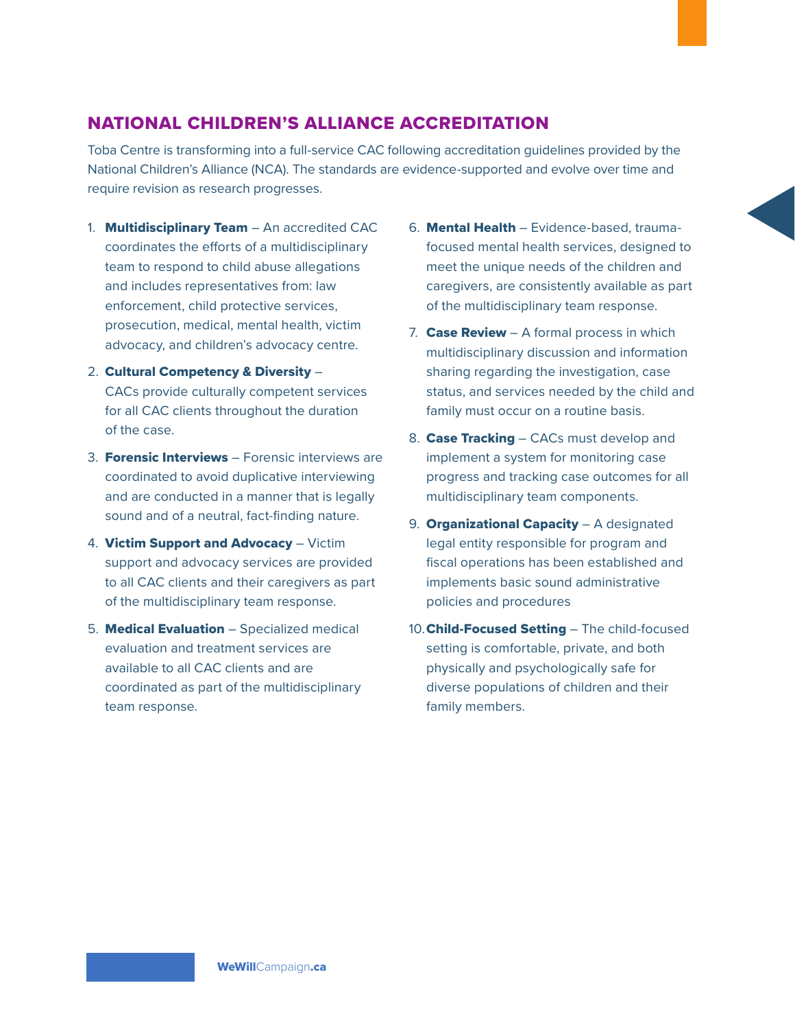## NATIONAL CHILDREN'S ALLIANCE ACCREDITATION

Toba Centre is transforming into a full-service CAC following accreditation guidelines provided by the National Children's Alliance (NCA). The standards are evidence-supported and evolve over time and require revision as research progresses.

1. **Multidisciplinary Team** – An accredited CAC coordinates the efforts of a multidisciplinary team to respond to child abuse allegations and includes representatives from: law enforcement, child protective services, prosecution, medical, mental health, victim advocacy, and children's advocacy centre.
2. **Cultural Competency & Diversity** – CACs provide culturally competent services for all CAC clients throughout the duration of the case.
3. **Forensic Interviews** – Forensic interviews are coordinated to avoid duplicative interviewing and are conducted in a manner that is legally sound and of a neutral, fact-finding nature.
4. **Victim Support and Advocacy** – Victim support and advocacy services are provided to all CAC clients and their caregivers as part of the multidisciplinary team response.
5. **Medical Evaluation** – Specialized medical evaluation and treatment services are available to all CAC clients and are coordinated as part of the multidisciplinary team response.
6. **Mental Health** – Evidence-based, trauma-focused mental health services, designed to meet the unique needs of the children and caregivers, are consistently available as part of the multidisciplinary team response.
7. **Case Review** – A formal process in which multidisciplinary discussion and information sharing regarding the investigation, case status, and services needed by the child and family must occur on a routine basis.
8. **Case Tracking** – CACs must develop and implement a system for monitoring case progress and tracking case outcomes for all multidisciplinary team components.
9. **Organizational Capacity** – A designated legal entity responsible for program and fiscal operations has been established and implements basic sound administrative policies and procedures
10. **Child-Focused Setting** – The child-focused setting is comfortable, private, and both physically and psychologically safe for diverse populations of children and their family members.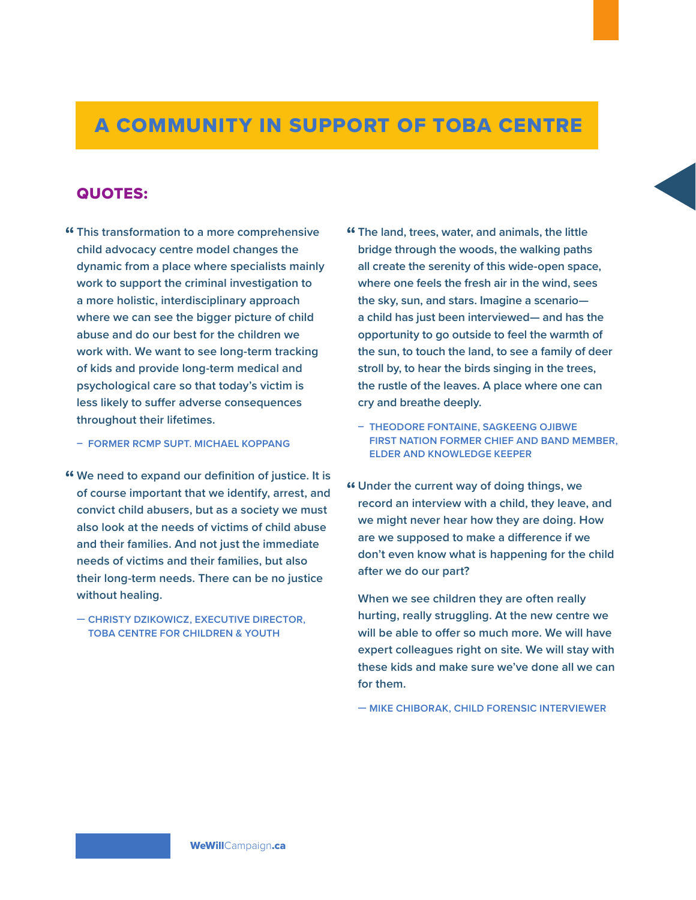# A COMMUNITY IN SUPPORT OF TOBA CENTRE

## QUOTES:

> "This transformation to a more comprehensive child advocacy centre model changes the dynamic from a place where specialists mainly work to support the criminal investigation to a more holistic, interdisciplinary approach where we can see the bigger picture of child abuse and do our best for the children we work with. We want to see long-term tracking of kids and provide long-term medical and psychological care so that today's victim is less likely to suffer adverse consequences throughout their lifetimes.
>
> – FORMER RCMP SUPT. MICHAEL KOPPANG

> "We need to expand our definition of justice. It is of course important that we identify, arrest, and convict child abusers, but as a society we must also look at the needs of victims of child abuse and their families. And not just the immediate needs of victims and their families, but also their long-term needs. There can be no justice without healing.
>
> — CHRISTY DZIKOWICZ, EXECUTIVE DIRECTOR, TOBA CENTRE FOR CHILDREN & YOUTH

> "The land, trees, water, and animals, the little bridge through the woods, the walking paths all create the serenity of this wide-open space, where one feels the fresh air in the wind, sees the sky, sun, and stars. Imagine a scenario—a child has just been interviewed— and has the opportunity to go outside to feel the warmth of the sun, to touch the land, to see a family of deer stroll by, to hear the birds singing in the trees, the rustle of the leaves. A place where one can cry and breathe deeply.
>
> – THEODORE FONTAINE, SAGKEENG OJIBWE FIRST NATION FORMER CHIEF AND BAND MEMBER, ELDER AND KNOWLEDGE KEEPER

> "Under the current way of doing things, we record an interview with a child, they leave, and we might never hear how they are doing. How are we supposed to make a difference if we don't even know what is happening for the child after we do our part?
>
> When we see children they are often really hurting, really struggling. At the new centre we will be able to offer so much more. We will have expert colleagues right on site. We will stay with these kids and make sure we've done all we can for them.
>
> — MIKE CHIBORAK, CHILD FORENSIC INTERVIEWER

WeWillCampaign.ca